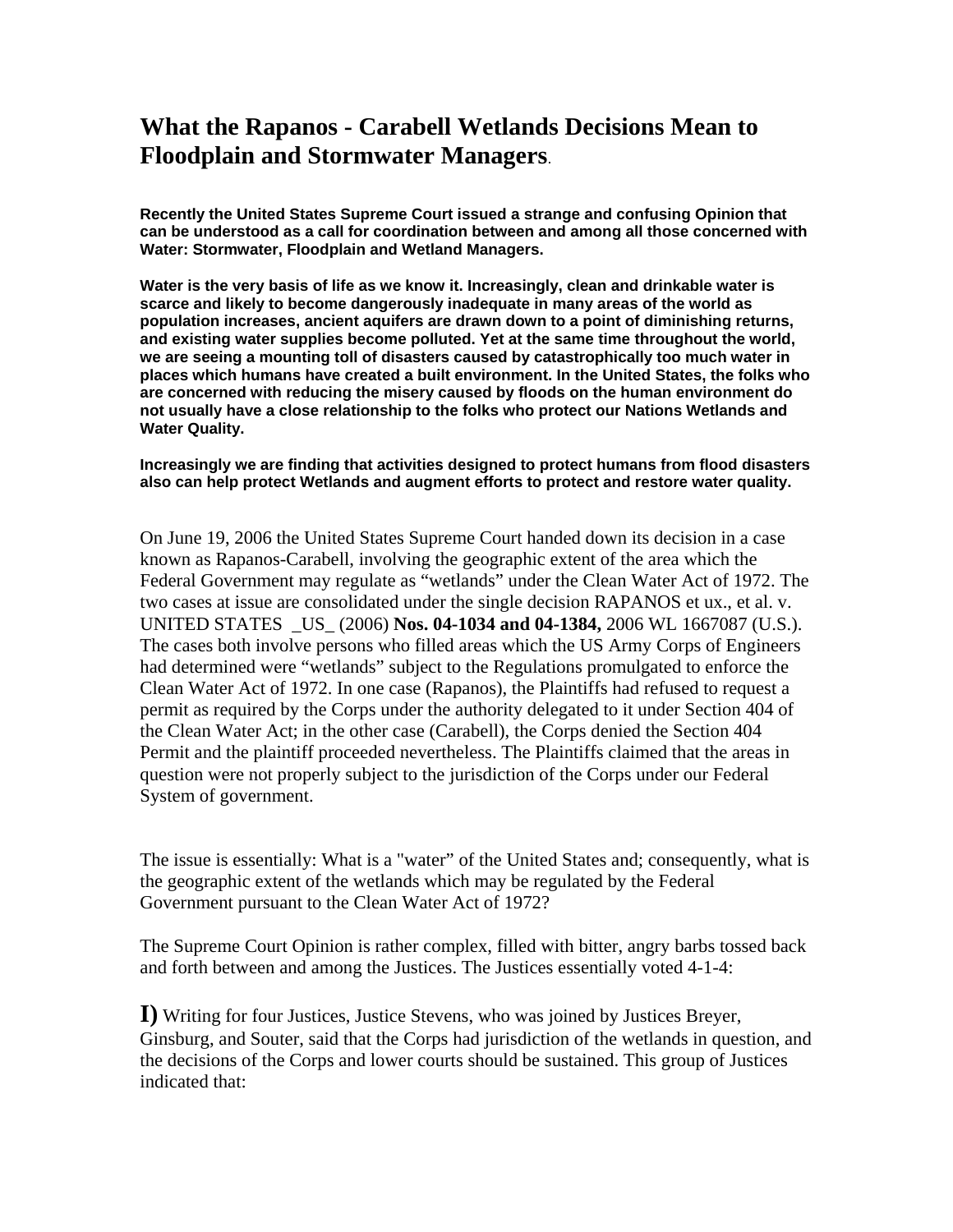# What the Rapanos - Carabell Wetlands Decisions Mean to Floodplain and Stormwater Managers.

**Recently the United States Supreme Court issued a strange and confusing Opinion that can be understood as a call for coordination between and among all those concerned with Water: Stormwater, Floodplain and Wetland Managers.**

**Water is the very basis of life as we know it. Increasingly, clean and drinkable water is scarce and likely to become dangerously inadequate in many areas of the world as population increases, ancient aquifers are drawn down to a point of diminishing returns, and existing water supplies become polluted. Yet at the same time throughout the world, we are seeing a mounting toll of disasters caused by catastrophically too much water in places which humans have created a built environment. In the United States, the folks who are concerned with reducing the misery caused by floods on the human environment do not usually have a close relationship to the folks who protect our Nations Wetlands and Water Quality.**

**Increasingly we are finding that activities designed to protect humans from flood disasters also can help protect Wetlands and augment efforts to protect and restore water quality.**

On June 19, 2006 the United States Supreme Court handed down its decision in a case known as Rapanos-Carabell, involving the geographic extent of the area which the Federal Government may regulate as "wetlands" under the Clean Water Act of 1972. The two cases at issue are consolidated under the single decision RAPANOS et ux., et al. v. UNITED STATES _US_ (2006) **Nos. 04-1034 and 04-1384,** 2006 WL 1667087 (U.S.). The cases both involve persons who filled areas which the US Army Corps of Engineers had determined were "wetlands" subject to the Regulations promulgated to enforce the Clean Water Act of 1972. In one case (Rapanos), the Plaintiffs had refused to request a permit as required by the Corps under the authority delegated to it under Section 404 of the Clean Water Act; in the other case (Carabell), the Corps denied the Section 404 Permit and the plaintiff proceeded nevertheless. The Plaintiffs claimed that the areas in question were not properly subject to the jurisdiction of the Corps under our Federal System of government.

The issue is essentially: What is a "water" of the United States and; consequently, what is the geographic extent of the wetlands which may be regulated by the Federal Government pursuant to the Clean Water Act of 1972?

The Supreme Court Opinion is rather complex, filled with bitter, angry barbs tossed back and forth between and among the Justices. The Justices essentially voted 4-1-4:

**I)** Writing for four Justices, Justice Stevens, who was joined by Justices Breyer, Ginsburg, and Souter, said that the Corps had jurisdiction of the wetlands in question, and the decisions of the Corps and lower courts should be sustained. This group of Justices indicated that: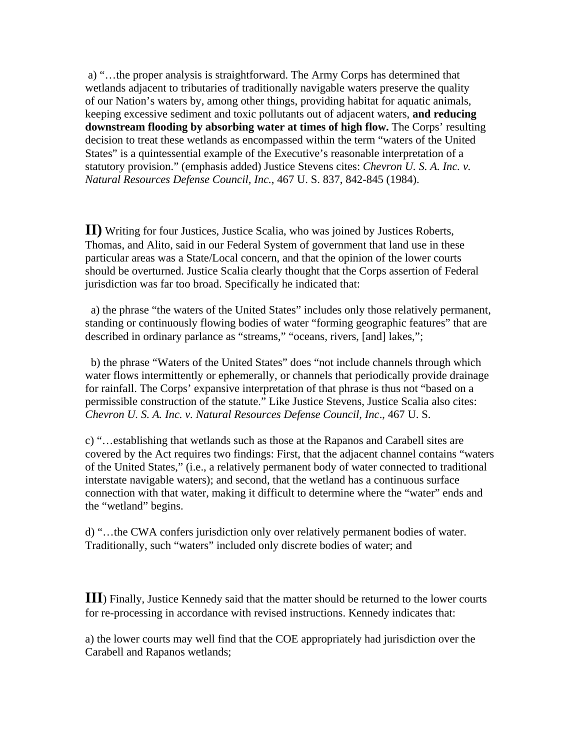a) "…the proper analysis is straightforward. The Army Corps has determined that wetlands adjacent to tributaries of traditionally navigable waters preserve the quality of our Nation's waters by, among other things, providing habitat for aquatic animals, keeping excessive sediment and toxic pollutants out of adjacent waters, **and reducing downstream flooding by absorbing water at times of high flow.** The Corps' resulting decision to treat these wetlands as encompassed within the term "waters of the United States" is a quintessential example of the Executive's reasonable interpretation of a statutory provision." (emphasis added) Justice Stevens cites: *Chevron U. S. A. Inc. v. Natural Resources Defense Council, Inc.*, 467 U. S. 837, 842-845 (1984).

**II)** Writing for four Justices, Justice Scalia, who was joined by Justices Roberts, Thomas, and Alito, said in our Federal System of government that land use in these particular areas was a State/Local concern, and that the opinion of the lower courts should be overturned. Justice Scalia clearly thought that the Corps assertion of Federal jurisdiction was far too broad. Specifically he indicated that:

a) the phrase "the waters of the United States" includes only those relatively permanent, standing or continuously flowing bodies of water "forming geographic features" that are described in ordinary parlance as "streams," "oceans, rivers, [and] lakes,";

b) the phrase "Waters of the United States" does "not include channels through which water flows intermittently or ephemerally, or channels that periodically provide drainage for rainfall. The Corps' expansive interpretation of that phrase is thus not "based on a permissible construction of the statute." Like Justice Stevens, Justice Scalia also cites: *Chevron U. S. A. Inc. v. Natural Resources Defense Council, Inc*., 467 U. S.

c) "…establishing that wetlands such as those at the Rapanos and Carabell sites are covered by the Act requires two findings: First, that the adjacent channel contains "waters of the United States," (i.e., a relatively permanent body of water connected to traditional interstate navigable waters); and second, that the wetland has a continuous surface connection with that water, making it difficult to determine where the "water" ends and the "wetland" begins.

d) "…the CWA confers jurisdiction only over relatively permanent bodies of water. Traditionally, such "waters" included only discrete bodies of water; and

**III**) Finally, Justice Kennedy said that the matter should be returned to the lower courts for re-processing in accordance with revised instructions. Kennedy indicates that:

a) the lower courts may well find that the COE appropriately had jurisdiction over the Carabell and Rapanos wetlands;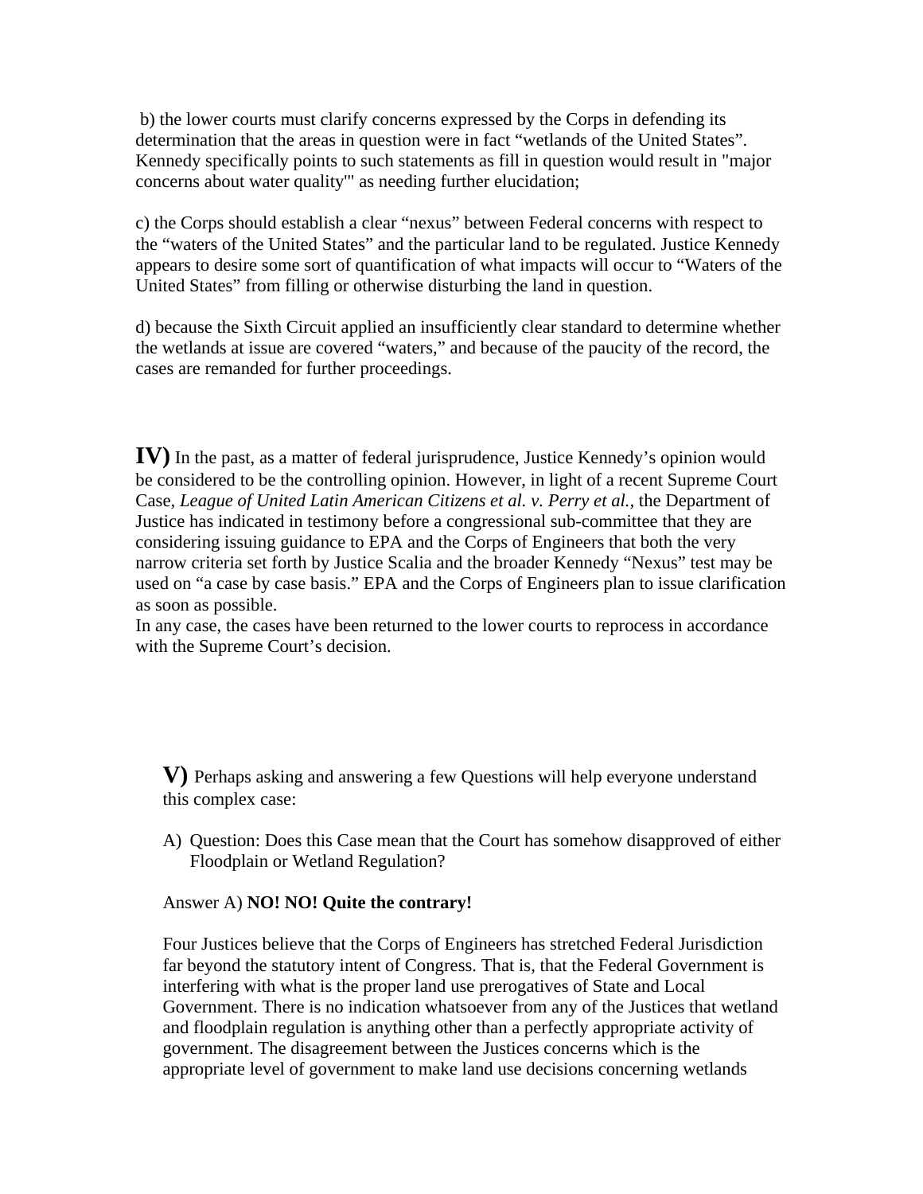b) the lower courts must clarify concerns expressed by the Corps in defending its determination that the areas in question were in fact "wetlands of the United States". Kennedy specifically points to such statements as fill in question would result in "major concerns about water quality'" as needing further elucidation;

c) the Corps should establish a clear "nexus" between Federal concerns with respect to the "waters of the United States" and the particular land to be regulated. Justice Kennedy appears to desire some sort of quantification of what impacts will occur to "Waters of the United States" from filling or otherwise disturbing the land in question.

d) because the Sixth Circuit applied an insufficiently clear standard to determine whether the wetlands at issue are covered "waters," and because of the paucity of the record, the cases are remanded for further proceedings.

**IV)** In the past, as a matter of federal jurisprudence, Justice Kennedy's opinion would be considered to be the controlling opinion. However, in light of a recent Supreme Court Case, *League of United Latin American Citizens et al. v. Perry et al.*, the Department of Justice has indicated in testimony before a congressional sub-committee that they are considering issuing guidance to EPA and the Corps of Engineers that both the very narrow criteria set forth by Justice Scalia and the broader Kennedy "Nexus" test may be used on "a case by case basis." EPA and the Corps of Engineers plan to issue clarification as soon as possible.

In any case, the cases have been returned to the lower courts to reprocess in accordance with the Supreme Court's decision.

**V)** Perhaps asking and answering a few Questions will help everyone understand this complex case:

A) Question: Does this Case mean that the Court has somehow disapproved of either Floodplain or Wetland Regulation?

Answer A) **NO! NO! Quite the contrary!**

Four Justices believe that the Corps of Engineers has stretched Federal Jurisdiction far beyond the statutory intent of Congress. That is, that the Federal Government is interfering with what is the proper land use prerogatives of State and Local Government. There is no indication whatsoever from any of the Justices that wetland and floodplain regulation is anything other than a perfectly appropriate activity of government. The disagreement between the Justices concerns which is the appropriate level of government to make land use decisions concerning wetlands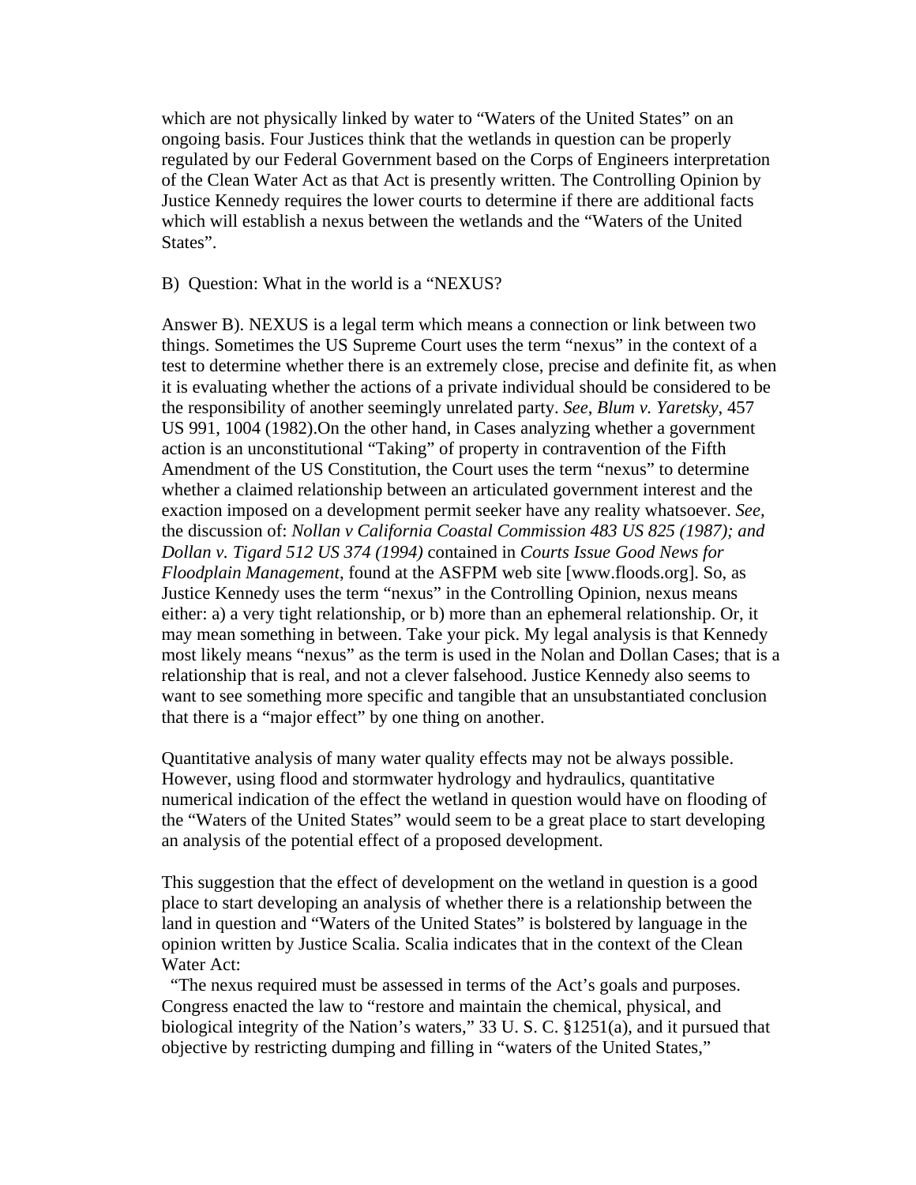which are not physically linked by water to “Waters of the United States” on an ongoing basis. Four Justices think that the wetlands in question can be properly regulated by our Federal Government based on the Corps of Engineers interpretation of the Clean Water Act as that Act is presently written. The Controlling Opinion by Justice Kennedy requires the lower courts to determine if there are additional facts which will establish a nexus between the wetlands and the “Waters of the United States”.

B) Question: What in the world is a “NEXUS?

Answer B). NEXUS is a legal term which means a connection or link between two things. Sometimes the US Supreme Court uses the term “nexus” in the context of a test to determine whether there is an extremely close, precise and definite fit, as when it is evaluating whether the actions of a private individual should be considered to be the responsibility of another seemingly unrelated party. *See*, *Blum v. Yaretsky*, 457 US 991, 1004 (1982).On the other hand, in Cases analyzing whether a government action is an unconstitutional “Taking” of property in contravention of the Fifth Amendment of the US Constitution, the Court uses the term “nexus” to determine whether a claimed relationship between an articulated government interest and the exaction imposed on a development permit seeker have any reality whatsoever. *See*, the discussion of: *Nollan v California Coastal Commission 483 US 825 (1987); and Dollan v. Tigard 512 US 374 (1994)* contained in *Courts Issue Good News for Floodplain Management*, found at the ASFPM web site [www.floods.org]. So, as Justice Kennedy uses the term “nexus” in the Controlling Opinion, nexus means either: a) a very tight relationship, or b) more than an ephemeral relationship. Or, it may mean something in between. Take your pick. My legal analysis is that Kennedy most likely means “nexus” as the term is used in the Nolan and Dollan Cases; that is a relationship that is real, and not a clever falsehood. Justice Kennedy also seems to want to see something more specific and tangible that an unsubstantiated conclusion that there is a “major effect” by one thing on another.

Quantitative analysis of many water quality effects may not be always possible. However, using flood and stormwater hydrology and hydraulics, quantitative numerical indication of the effect the wetland in question would have on flooding of the “Waters of the United States” would seem to be a great place to start developing an analysis of the potential effect of a proposed development.

This suggestion that the effect of development on the wetland in question is a good place to start developing an analysis of whether there is a relationship between the land in question and “Waters of the United States” is bolstered by language in the opinion written by Justice Scalia. Scalia indicates that in the context of the Clean Water Act:

“The nexus required must be assessed in terms of the Act’s goals and purposes. Congress enacted the law to “restore and maintain the chemical, physical, and biological integrity of the Nation’s waters,” 33 U. S. C. §1251(a), and it pursued that objective by restricting dumping and filling in “waters of the United States,”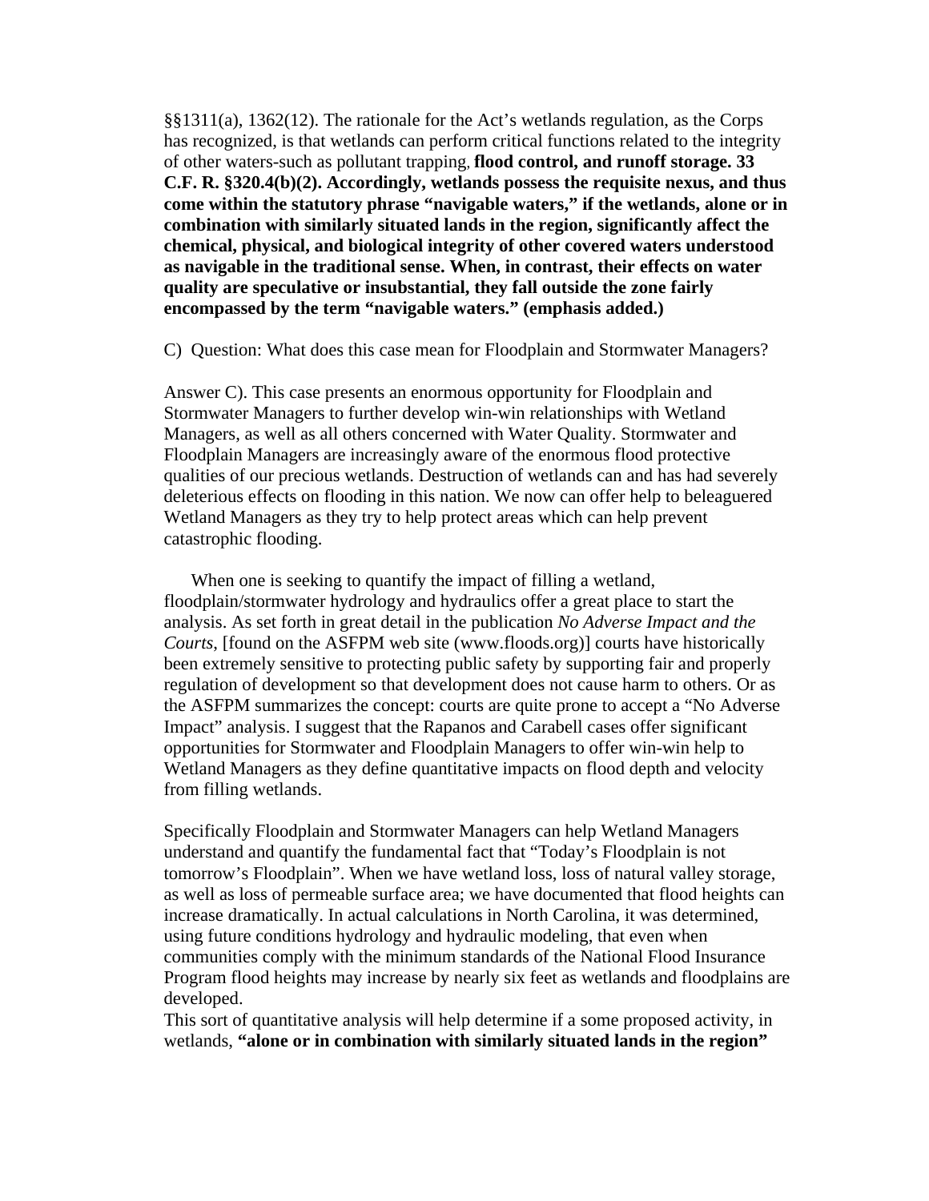§§1311(a), 1362(12). The rationale for the Act's wetlands regulation, as the Corps has recognized, is that wetlands can perform critical functions related to the integrity of other waters-such as pollutant trapping, **flood control, and runoff storage. 33 C.F. R. §320.4(b)(2). Accordingly, wetlands possess the requisite nexus, and thus come within the statutory phrase "navigable waters," if the wetlands, alone or in combination with similarly situated lands in the region, significantly affect the chemical, physical, and biological integrity of other covered waters understood as navigable in the traditional sense. When, in contrast, their effects on water quality are speculative or insubstantial, they fall outside the zone fairly encompassed by the term "navigable waters." (emphasis added.)**

C) Question: What does this case mean for Floodplain and Stormwater Managers?

Answer C). This case presents an enormous opportunity for Floodplain and Stormwater Managers to further develop win-win relationships with Wetland Managers, as well as all others concerned with Water Quality. Stormwater and Floodplain Managers are increasingly aware of the enormous flood protective qualities of our precious wetlands. Destruction of wetlands can and has had severely deleterious effects on flooding in this nation. We now can offer help to beleaguered Wetland Managers as they try to help protect areas which can help prevent catastrophic flooding.

When one is seeking to quantify the impact of filling a wetland, floodplain/stormwater hydrology and hydraulics offer a great place to start the analysis. As set forth in great detail in the publication *No Adverse Impact and the Courts*, [found on the ASFPM web site (www.floods.org)] courts have historically been extremely sensitive to protecting public safety by supporting fair and properly regulation of development so that development does not cause harm to others. Or as the ASFPM summarizes the concept: courts are quite prone to accept a "No Adverse Impact" analysis. I suggest that the Rapanos and Carabell cases offer significant opportunities for Stormwater and Floodplain Managers to offer win-win help to Wetland Managers as they define quantitative impacts on flood depth and velocity from filling wetlands.

Specifically Floodplain and Stormwater Managers can help Wetland Managers understand and quantify the fundamental fact that "Today's Floodplain is not tomorrow's Floodplain". When we have wetland loss, loss of natural valley storage, as well as loss of permeable surface area; we have documented that flood heights can increase dramatically. In actual calculations in North Carolina, it was determined, using future conditions hydrology and hydraulic modeling, that even when communities comply with the minimum standards of the National Flood Insurance Program flood heights may increase by nearly six feet as wetlands and floodplains are developed.

This sort of quantitative analysis will help determine if a some proposed activity, in wetlands, **"alone or in combination with similarly situated lands in the region"**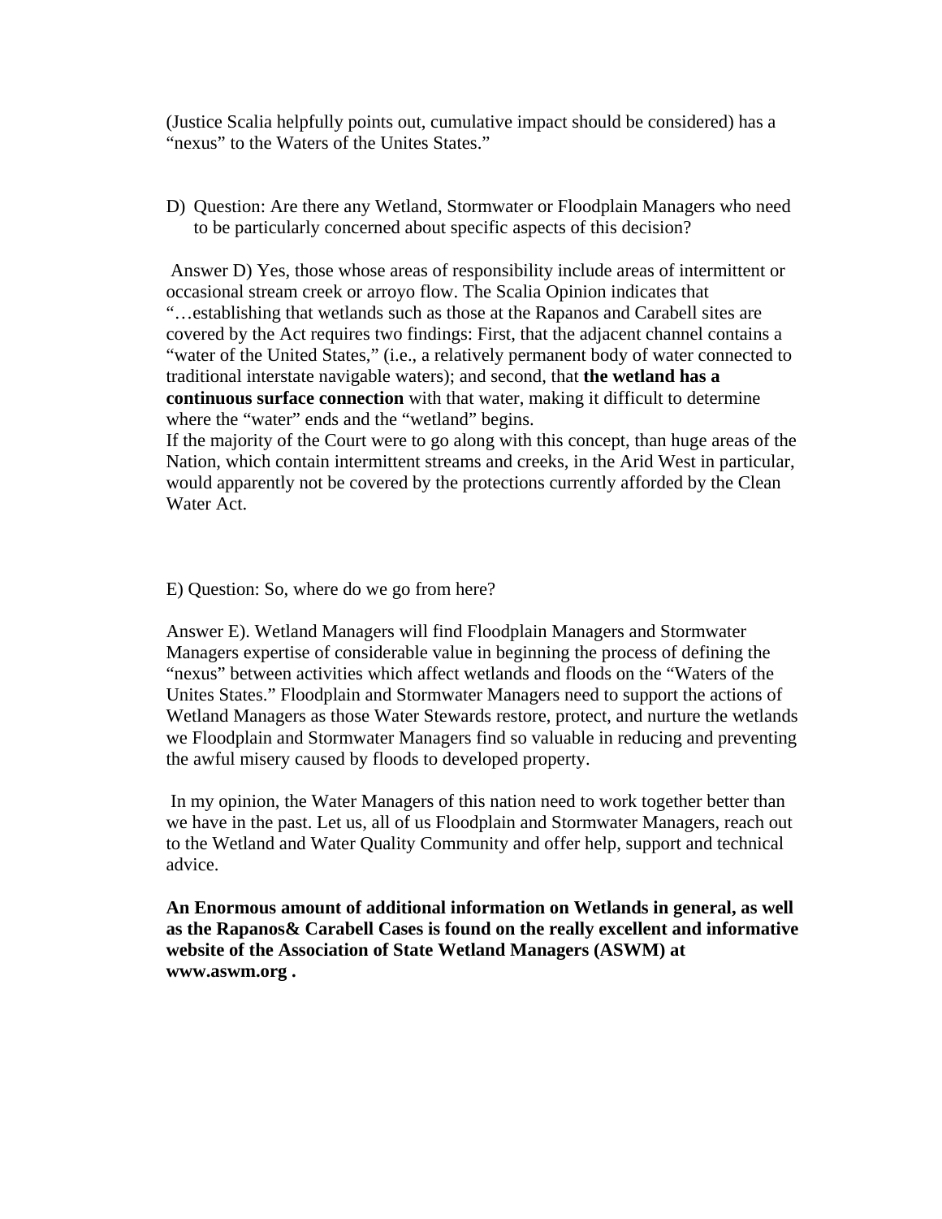(Justice Scalia helpfully points out, cumulative impact should be considered) has a "nexus" to the Waters of the Unites States."

D) Question: Are there any Wetland, Stormwater or Floodplain Managers who need to be particularly concerned about specific aspects of this decision?

Answer D) Yes, those whose areas of responsibility include areas of intermittent or occasional stream creek or arroyo flow. The Scalia Opinion indicates that "…establishing that wetlands such as those at the Rapanos and Carabell sites are covered by the Act requires two findings: First, that the adjacent channel contains a "water of the United States," (i.e., a relatively permanent body of water connected to traditional interstate navigable waters); and second, that **the wetland has a continuous surface connection** with that water, making it difficult to determine where the "water" ends and the "wetland" begins.
If the majority of the Court were to go along with this concept, than huge areas of the Nation, which contain intermittent streams and creeks, in the Arid West in particular, would apparently not be covered by the protections currently afforded by the Clean Water Act.

E) Question: So, where do we go from here?

Answer E). Wetland Managers will find Floodplain Managers and Stormwater Managers expertise of considerable value in beginning the process of defining the "nexus" between activities which affect wetlands and floods on the "Waters of the Unites States." Floodplain and Stormwater Managers need to support the actions of Wetland Managers as those Water Stewards restore, protect, and nurture the wetlands we Floodplain and Stormwater Managers find so valuable in reducing and preventing the awful misery caused by floods to developed property.

In my opinion, the Water Managers of this nation need to work together better than we have in the past. Let us, all of us Floodplain and Stormwater Managers, reach out to the Wetland and Water Quality Community and offer help, support and technical advice.

**An Enormous amount of additional information on Wetlands in general, as well as the Rapanos& Carabell Cases is found on the really excellent and informative website of the Association of State Wetland Managers (ASWM) at www.aswm.org .**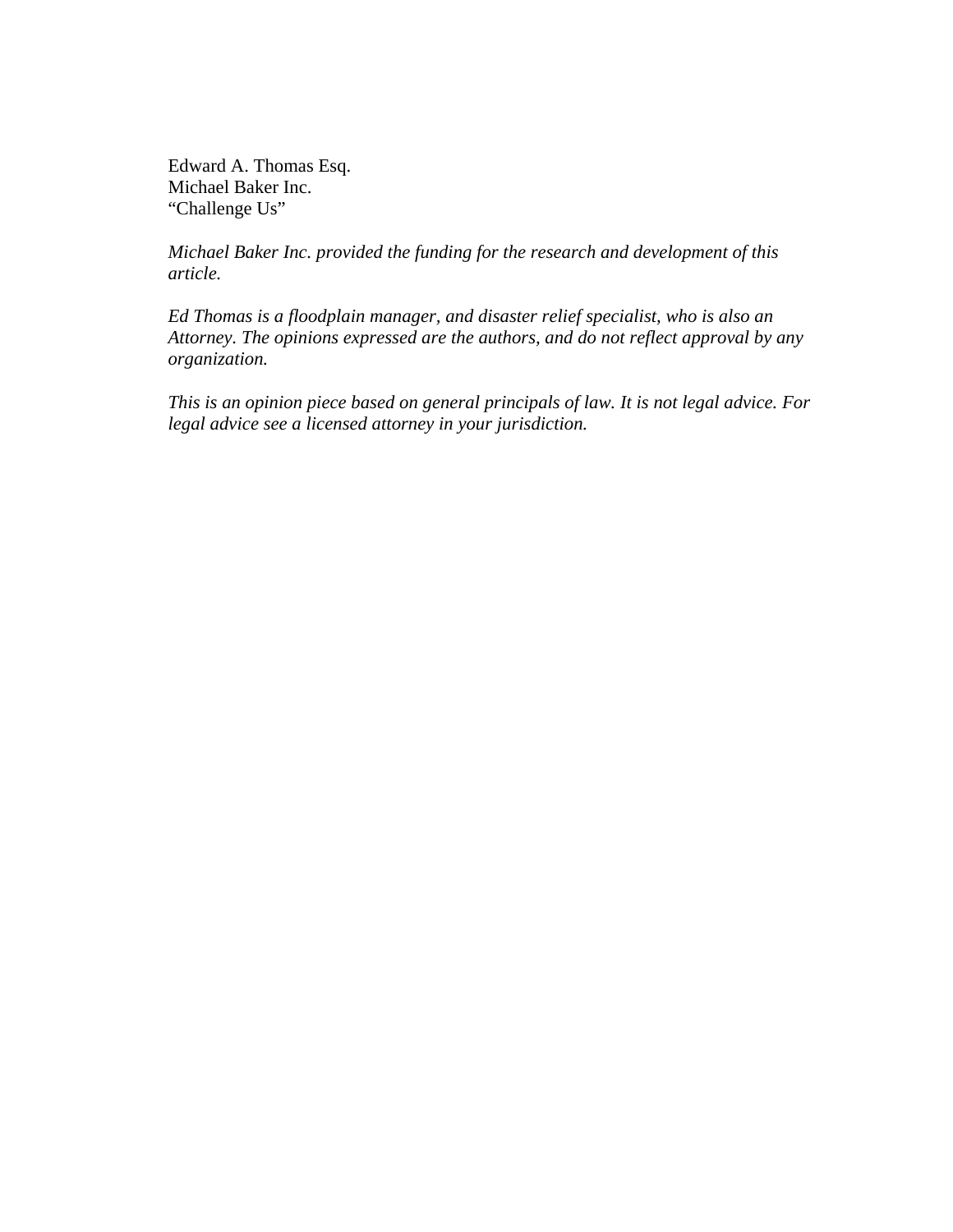Edward A. Thomas Esq.
Michael Baker Inc.
"Challenge Us"

*Michael Baker Inc. provided the funding for the research and development of this article.*

*Ed Thomas is a floodplain manager, and disaster relief specialist, who is also an Attorney. The opinions expressed are the authors, and do not reflect approval by any organization.*

*This is an opinion piece based on general principals of law. It is not legal advice. For legal advice see a licensed attorney in your jurisdiction.*